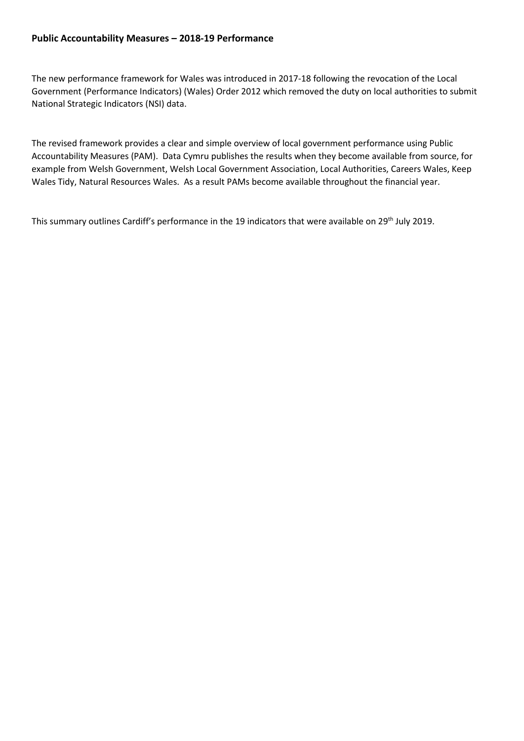**Public Accountability Measures – 2018-19 Performance**

The new performance framework for Wales was introduced in 2017-18 following the revocation of the Local Government (Performance Indicators) (Wales) Order 2012 which removed the duty on local authorities to submit National Strategic Indicators (NSI) data.

The revised framework provides a clear and simple overview of local government performance using Public Accountability Measures (PAM). Data Cymru publishes the results when they become available from source, for example from Welsh Government, Welsh Local Government Association, Local Authorities, Careers Wales, Keep Wales Tidy, Natural Resources Wales. As a result PAMs become available throughout the financial year.

This summary outlines Cardiff's performance in the 19 indicators that were available on 29th July 2019.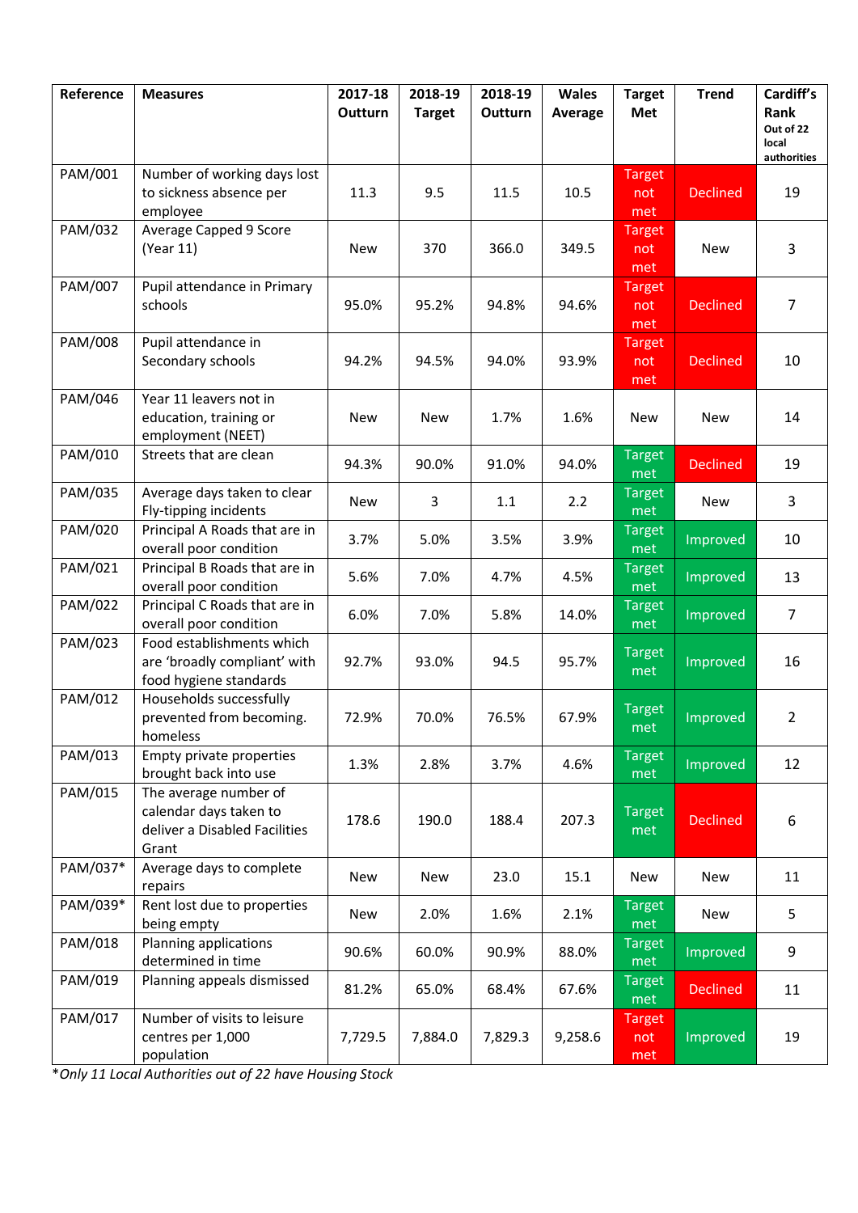| Reference | Measures | 2017-18 Outturn | 2018-19 Target | 2018-19 Outturn | Wales Average | Target Met | Trend | Cardiff's Rank Out of 22 local authorities |
|---|---|---|---|---|---|---|---|---|
| PAM/001 | Number of working days lost to sickness absence per employee | 11.3 | 9.5 | 11.5 | 10.5 | Target not met | Declined | 19 |
| PAM/032 | Average Capped 9 Score (Year 11) | New | 370 | 366.0 | 349.5 | Target not met | New | 3 |
| PAM/007 | Pupil attendance in Primary schools | 95.0% | 95.2% | 94.8% | 94.6% | Target not met | Declined | 7 |
| PAM/008 | Pupil attendance in Secondary schools | 94.2% | 94.5% | 94.0% | 93.9% | Target not met | Declined | 10 |
| PAM/046 | Year 11 leavers not in education, training or employment (NEET) | New | New | 1.7% | 1.6% | New | New | 14 |
| PAM/010 | Streets that are clean | 94.3% | 90.0% | 91.0% | 94.0% | Target met | Declined | 19 |
| PAM/035 | Average days taken to clear Fly-tipping incidents | New | 3 | 1.1 | 2.2 | Target met | New | 3 |
| PAM/020 | Principal A Roads that are in overall poor condition | 3.7% | 5.0% | 3.5% | 3.9% | Target met | Improved | 10 |
| PAM/021 | Principal B Roads that are in overall poor condition | 5.6% | 7.0% | 4.7% | 4.5% | Target met | Improved | 13 |
| PAM/022 | Principal C Roads that are in overall poor condition | 6.0% | 7.0% | 5.8% | 14.0% | Target met | Improved | 7 |
| PAM/023 | Food establishments which are 'broadly compliant' with food hygiene standards | 92.7% | 93.0% | 94.5 | 95.7% | Target met | Improved | 16 |
| PAM/012 | Households successfully prevented from becoming. homeless | 72.9% | 70.0% | 76.5% | 67.9% | Target met | Improved | 2 |
| PAM/013 | Empty private properties brought back into use | 1.3% | 2.8% | 3.7% | 4.6% | Target met | Improved | 12 |
| PAM/015 | The average number of calendar days taken to deliver a Disabled Facilities Grant | 178.6 | 190.0 | 188.4 | 207.3 | Target met | Declined | 6 |
| PAM/037* | Average days to complete repairs | New | New | 23.0 | 15.1 | New | New | 11 |
| PAM/039* | Rent lost due to properties being empty | New | 2.0% | 1.6% | 2.1% | Target met | New | 5 |
| PAM/018 | Planning applications determined in time | 90.6% | 60.0% | 90.9% | 88.0% | Target met | Improved | 9 |
| PAM/019 | Planning appeals dismissed | 81.2% | 65.0% | 68.4% | 67.6% | Target met | Declined | 11 |
| PAM/017 | Number of visits to leisure centres per 1,000 population | 7,729.5 | 7,884.0 | 7,829.3 | 9,258.6 | Target not met | Improved | 19 |

**Only 11 Local Authorities out of 22 have Housing Stock*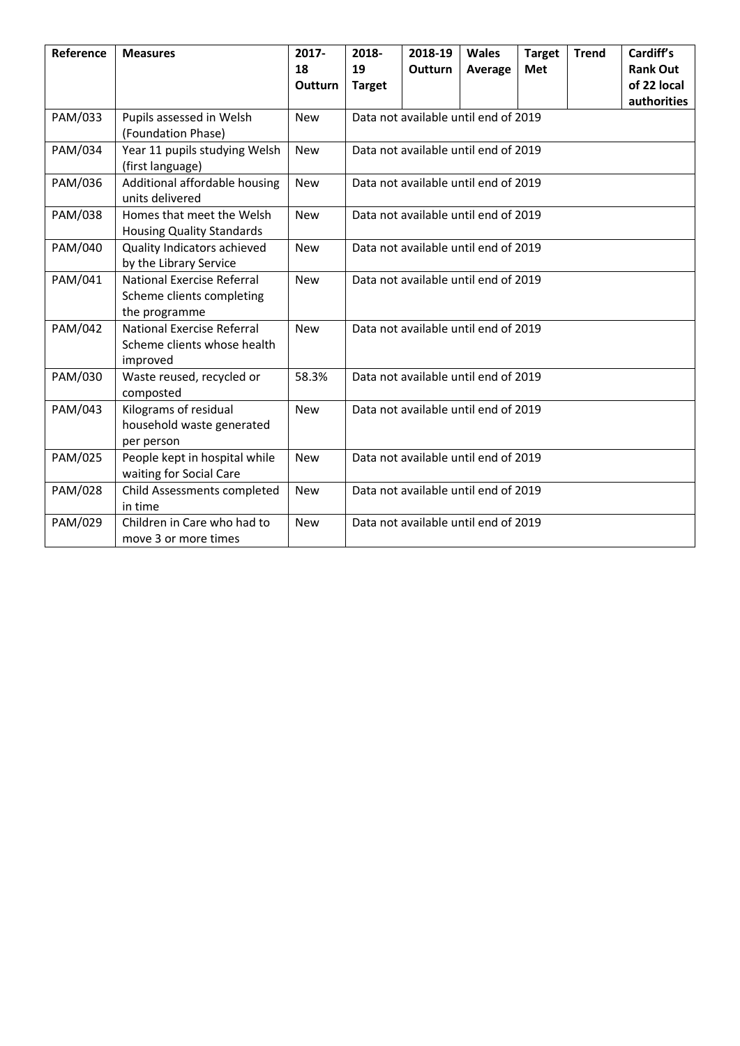| Reference | Measures | 2017-18 Outturn | 2018-19 Target | 2018-19 Outturn | Wales Average | Target Met | Trend | Cardiff's Rank Out of 22 local authorities |
|---|---|---|---|---|---|---|---|---|
| PAM/033 | Pupils assessed in Welsh (Foundation Phase) | New | Data not available until end of 2019 | | | | | |
| PAM/034 | Year 11 pupils studying Welsh (first language) | New | Data not available until end of 2019 | | | | | |
| PAM/036 | Additional affordable housing units delivered | New | Data not available until end of 2019 | | | | | |
| PAM/038 | Homes that meet the Welsh Housing Quality Standards | New | Data not available until end of 2019 | | | | | |
| PAM/040 | Quality Indicators achieved by the Library Service | New | Data not available until end of 2019 | | | | | |
| PAM/041 | National Exercise Referral Scheme clients completing the programme | New | Data not available until end of 2019 | | | | | |
| PAM/042 | National Exercise Referral Scheme clients whose health improved | New | Data not available until end of 2019 | | | | | |
| PAM/030 | Waste reused, recycled or composted | 58.3% | Data not available until end of 2019 | | | | | |
| PAM/043 | Kilograms of residual household waste generated per person | New | Data not available until end of 2019 | | | | | |
| PAM/025 | People kept in hospital while waiting for Social Care | New | Data not available until end of 2019 | | | | | |
| PAM/028 | Child Assessments completed in time | New | Data not available until end of 2019 | | | | | |
| PAM/029 | Children in Care who had to move 3 or more times | New | Data not available until end of 2019 | | | | | |